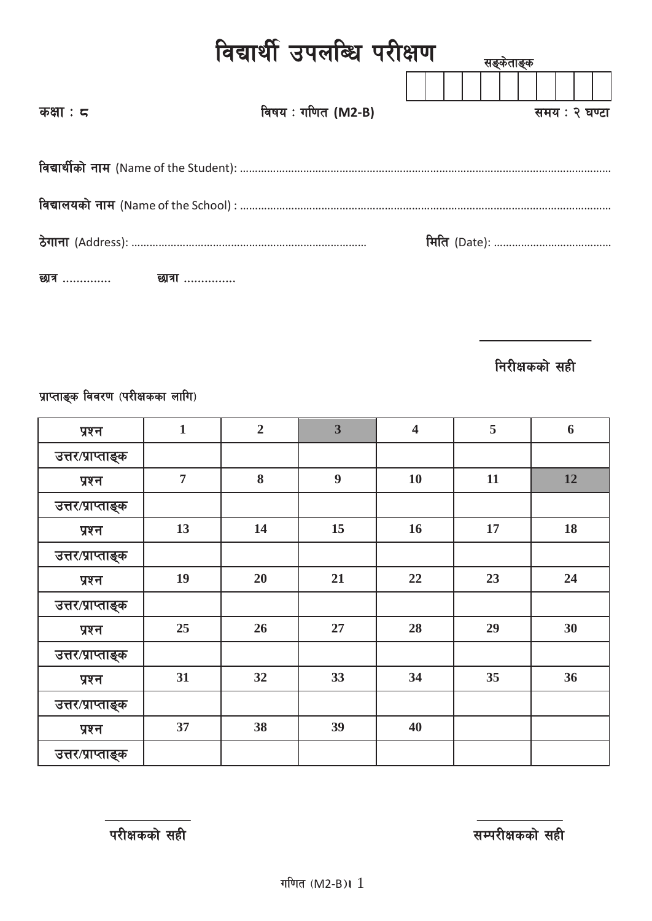# विद्यार्थी उपलब्धि परीक्षण

सङ्केताङ्क

| | | | | | | | | | | |
|---|---|---|---|---|---|---|---|---|---|---|
| | | | | | | | | | | |

**कक्षा : ८** | **विषय : गणित (M2-B)** | **समय : २ घण्टा**

**विद्यार्थीको नाम** (Name of the Student): ..........................................................................................................................

**विद्यालयको नाम** (Name of the School) : ..........................................................................................................................

**ठेगाना** (Address): .............................................................................  **मिति** (Date): ......................................

**छात्र** ..............  **छात्रा** ...............

**निरीक्षकको सही**

प्राप्ताङ्क विवरण (परीक्षकका लागि)

| प्रश्न | 1 | 2 | 3 | 4 | 5 | 6 |
|---|---|---|---|---|---|---|
| उत्तर/प्राप्ताङ्क | | | | | | |
| प्रश्न | 7 | 8 | 9 | 10 | 11 | 12 |
| उत्तर/प्राप्ताङ्क | | | | | | |
| प्रश्न | 13 | 14 | 15 | 16 | 17 | 18 |
| उत्तर/प्राप्ताङ्क | | | | | | |
| प्रश्न | 19 | 20 | 21 | 22 | 23 | 24 |
| उत्तर/प्राप्ताङ्क | | | | | | |
| प्रश्न | 25 | 26 | 27 | 28 | 29 | 30 |
| उत्तर/प्राप्ताङ्क | | | | | | |
| प्रश्न | 31 | 32 | 33 | 34 | 35 | 36 |
| उत्तर/प्राप्ताङ्क | | | | | | |
| प्रश्न | 37 | 38 | 39 | 40 | | |
| उत्तर/प्राप्ताङ्क | | | | | | |

**परीक्षकको सही**  **सम्परीक्षकको सही**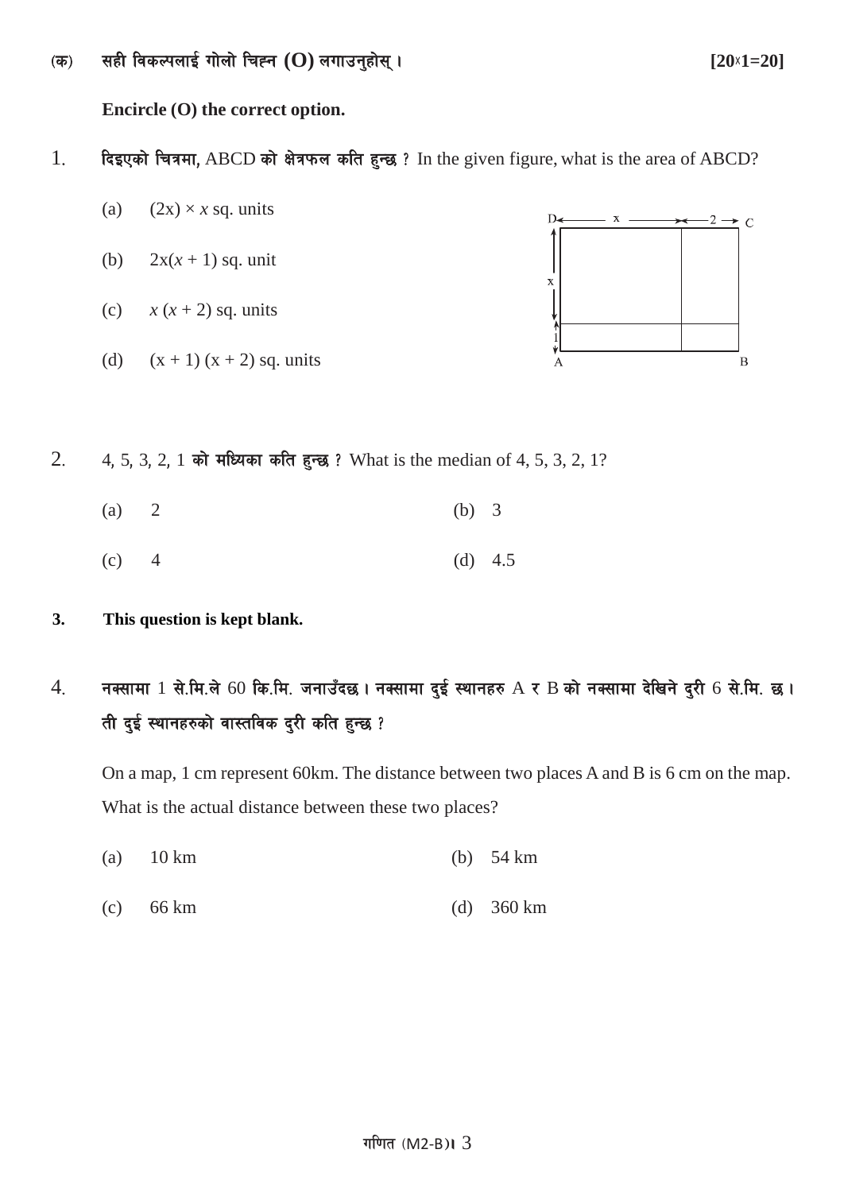(क) सही विकल्पलाई गोलो चिह्न (O) लगाउनुहोस् । [20x1=20]

**Encircle (O) the correct option.**

1. दिइएको चित्रमा, ABCD को क्षेत्रफल कति हुन्छ ? In the given figure, what is the area of ABCD?

   (a) $(2x) \times x$ sq. units

   (b) $2x(x + 1)$ sq. unit

   (c) $x (x + 2)$ sq. units

   (d) $(x + 1) (x + 2)$ sq. units

2. 4, 5, 3, 2, 1 को मध्यिका कति हुन्छ ? What is the median of 4, 5, 3, 2, 1?

   (a) 2 (b) 3

   (c) 4 (d) 4.5

**3. This question is kept blank.**

4. नक्सामा 1 से.मि.ले 60 कि.मि. जनाउँदछ । नक्सामा दुई स्थानहरु A र B को नक्सामा देखिने दुरी 6 से.मि. छ । ती दुई स्थानहरुको वास्तविक दुरी कति हुन्छ ?

   On a map, 1 cm represent 60km. The distance between two places A and B is 6 cm on the map. What is the actual distance between these two places?

   (a) 10 km (b) 54 km

   (c) 66 km (d) 360 km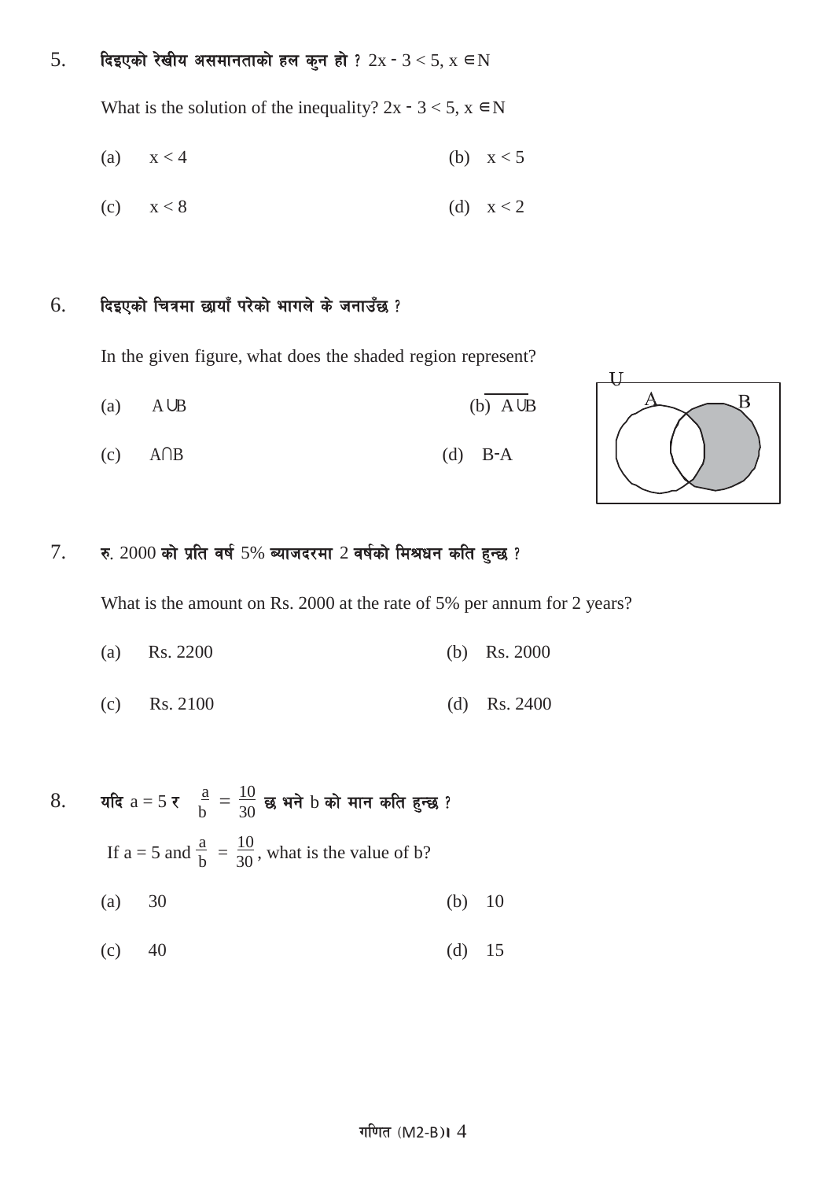5. दिइएको रेखीय असमानताको हल कुन हो ? $2x - 3 < 5, x \in N$

   What is the solution of the inequality? $2x - 3 < 5, x \in N$

   (a) $x < 4$ (b) $x < 5$

   (c) $x < 8$ (d) $x < 2$

6. दिइएको चित्रमा छायाँ परेको भागले के जनाउँछ ?

   In the given figure, what does the shaded region represent?

   (a) $A \cup B$ (b) $\overline{A \cup B}$

   (c) $A \cap B$ (d) $B - A$

7. रु. 2000 को प्रति वर्ष 5% ब्याजदरमा 2 वर्षको मिश्रधन कति हुन्छ ?

   What is the amount on Rs. 2000 at the rate of 5% per annum for 2 years?

   (a) Rs. 2200 (b) Rs. 2000

   (c) Rs. 2100 (d) Rs. 2400

8. यदि $a = 5$ र $\frac{a}{b} = \frac{10}{30}$ छ भने b को मान कति हुन्छ ?

   If $a = 5$ and $\frac{a}{b} = \frac{10}{30}$, what is the value of b?

   (a) 30 (b) 10

   (c) 40 (d) 15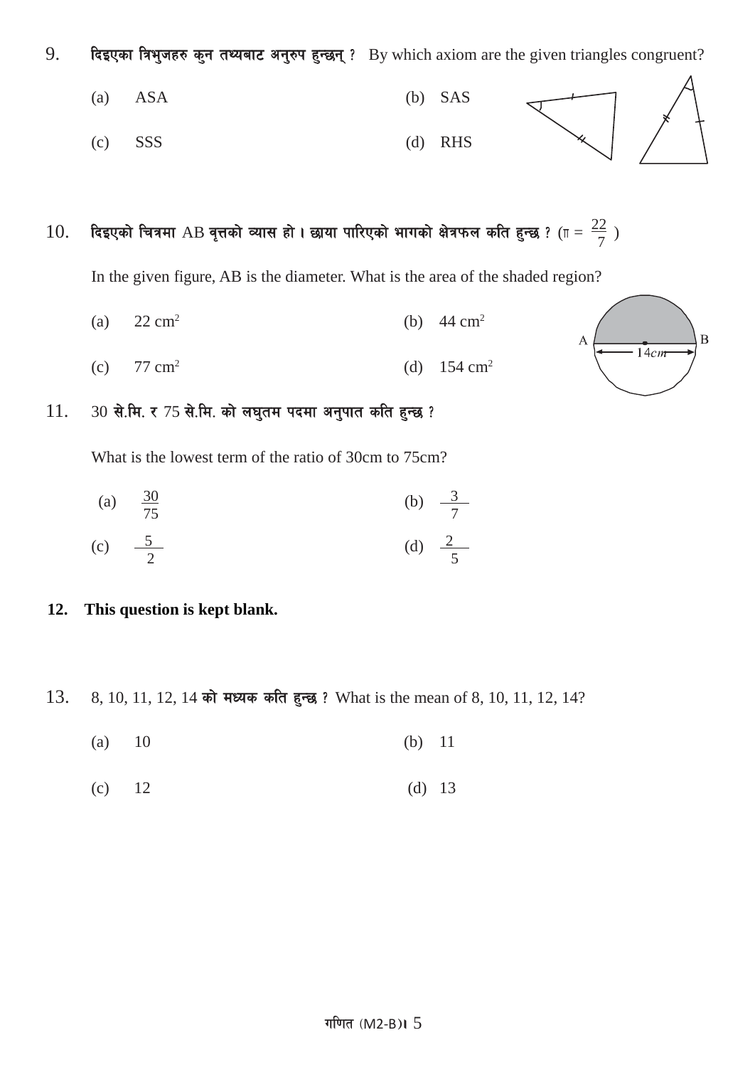9. दिइएका त्रिभुजहरु कुन तथ्यबाट अनुरुप हुन्छन् ? By which axiom are the given triangles congruent?

(a) ASA (b) SAS

(c) SSS (d) RHS

10. दिइएको चित्रमा AB वृत्तको व्यास हो । छाया पारिएको भागको क्षेत्रफल कति हुन्छ ? ($\pi = \frac{22}{7}$)

In the given figure, AB is the diameter. What is the area of the shaded region?

(a) 22 $cm^2$ (b) 44 $cm^2$

(c) 77 $cm^2$ (d) 154 $cm^2$

11. 30 से.मि. र 75 से.मि. को लघुतम पदमा अनुपात कति हुन्छ ?

What is the lowest term of the ratio of 30cm to 75cm?

(a) $\frac{30}{75}$ (b) $\frac{3}{7}$

(c) $\frac{5}{2}$ (d) $\frac{2}{5}$

**12. This question is kept blank.**

13. 8, 10, 11, 12, 14 को मध्यक कति हुन्छ ? What is the mean of 8, 10, 11, 12, 14?

(a) 10 (b) 11

(c) 12 (d) 13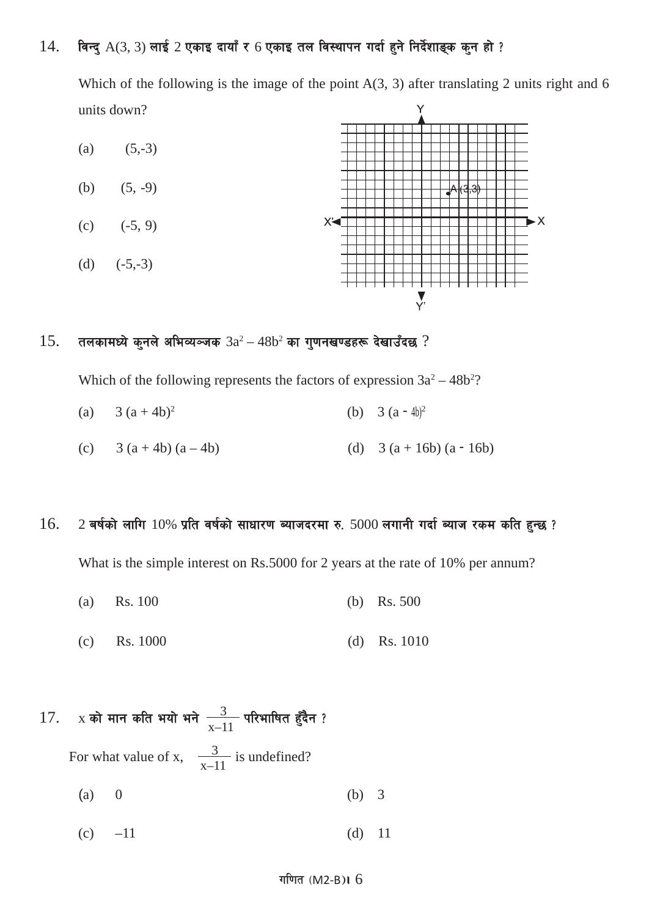14. विन्दु A(3, 3) लाई 2 एकाइ दायाँ र 6 एकाइ तल विस्थापन गर्दा हुने निर्देशाङ्क कुन हो ?

Which of the following is the image of the point A(3, 3) after translating 2 units right and 6 units down?

(a) (5,-3)

(b) (5, -9)

(c) (-5, 9)

(d) (-5,-3)

15. तलकामध्ये कुनले अभिव्यञ्जक $3a^2 - 48b^2$ का गुणनखण्डहरू देखाउँदछ ?

Which of the following represents the factors of expression $3a^2 - 48b^2$?

(a) $3(a + 4b)^2$ (b) $3(a - 4b)^2$

(c) $3(a + 4b)(a - 4b)$ (d) $3(a + 16b)(a - 16b)$

16. 2 बर्षको लागि 10% प्रति वर्षको साधारण ब्याजदरमा रु. 5000 लगानी गर्दा ब्याज रकम कति हुन्छ ?

What is the simple interest on Rs.5000 for 2 years at the rate of 10% per annum?

(a) Rs. 100 (b) Rs. 500

(c) Rs. 1000 (d) Rs. 1010

17. x को मान कति भयो भने $\frac{3}{x-11}$ परिभाषित हुँदैन ?

For what value of x, $\frac{3}{x-11}$ is undefined?

(a) 0 (b) 3

(c) –11 (d) 11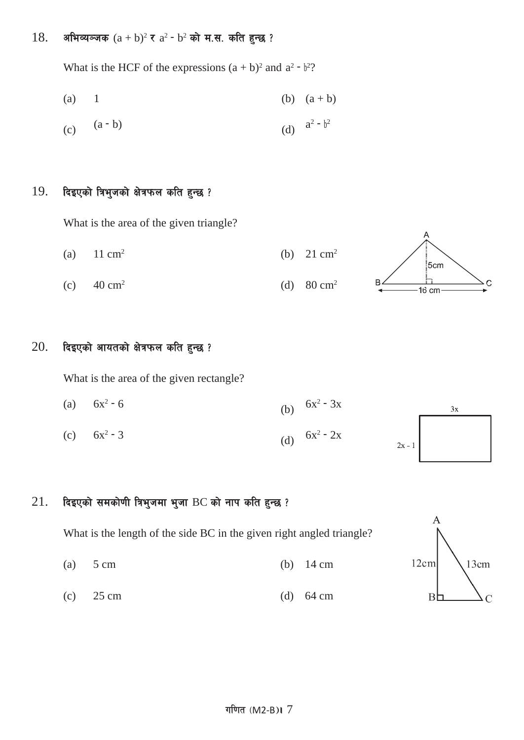18. अभिव्यञ्जक $(a + b)^2$ र $a^2 - b^2$ को म.स. कति हुन्छ ?

What is the HCF of the expressions $(a + b)^2$ and $a^2 - b^2$?

(a) 1 (b) $(a + b)$

(c) $(a - b)$ (d) $a^2 - b^2$

19. दिइएको त्रिभुजको क्षेत्रफल कति हुन्छ ?

What is the area of the given triangle?

(a) 11 $cm^2$ (b) 21 $cm^2$

(c) 40 $cm^2$ (d) 80 $cm^2$

A, 5cm, B, C, 16 cm

20. दिइएको आयतको क्षेत्रफल कति हुन्छ ?

What is the area of the given rectangle?

(a) $6x^2 - 6$ (b) $6x^2 - 3x$

(c) $6x^2 - 3$ (d) $6x^2 - 2x$

3x, 2x - 1

21. दिइएको समकोणी त्रिभुजमा भुजा BC को नाप कति हुन्छ ?

What is the length of the side BC in the given right angled triangle?

(a) 5 cm (b) 14 cm

(c) 25 cm (d) 64 cm

A, 12cm, 13cm, B, C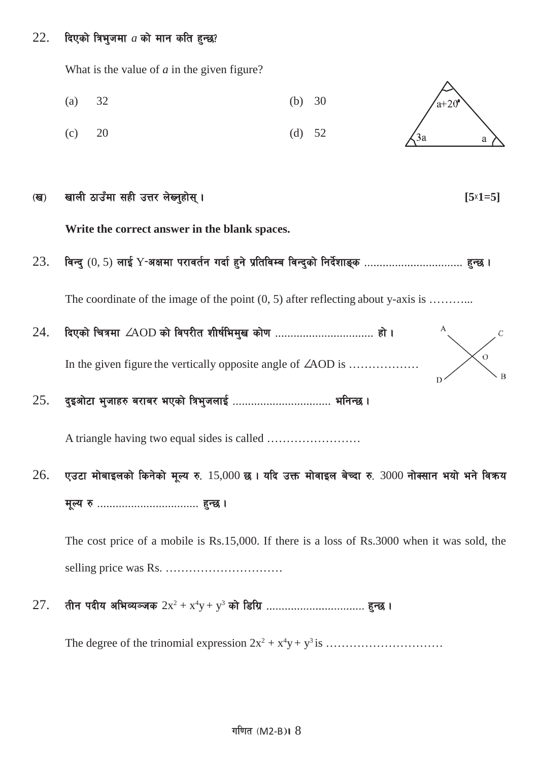22. दिएको त्रिभुजमा $a$ को मान कति हुन्छ?

What is the value of $a$ in the given figure?

(a) 32 (b) 30

(c) 20 (d) 52

**(ख) खाली ठाउँमा सही उत्तर लेख्नुहोस् ।** **[5x1=5]**

**Write the correct answer in the blank spaces.**

23. विन्दु (0, 5) लाई Y-अक्षमा परावर्तन गर्दा हुने प्रतिविम्ब विन्दुको निर्देशाङ्क ................................ हुन्छ ।

The coordinate of the image of the point (0, 5) after reflecting about y-axis is ………...

24. दिएको चित्रमा $\angle AOD$ को विपरीत शीर्षाभिमुख कोण ................................ हो ।

In the given figure the vertically opposite angle of $\angle AOD$ is ………………

25. दुइओटा भुजाहरु बराबर भएको त्रिभुजलाई ................................ भनिन्छ ।

A triangle having two equal sides is called ……………………

26. एउटा मोबाइलको किनेको मूल्य रु. 15,000 छ । यदि उक्त मोवाइल बेच्दा रु. 3000 नोक्सान भयो भने विक्रय मूल्य रु ................................ हुन्छ ।

The cost price of a mobile is Rs.15,000. If there is a loss of Rs.3000 when it was sold, the selling price was Rs. …………………………

27. तीन पदीय अभिव्यञ्जक $2x^2 + x^4y + y^3$ को डिग्रि ................................ हुन्छ ।

The degree of the trinomial expression $2x^2 + x^4y + y^3$ is …………………………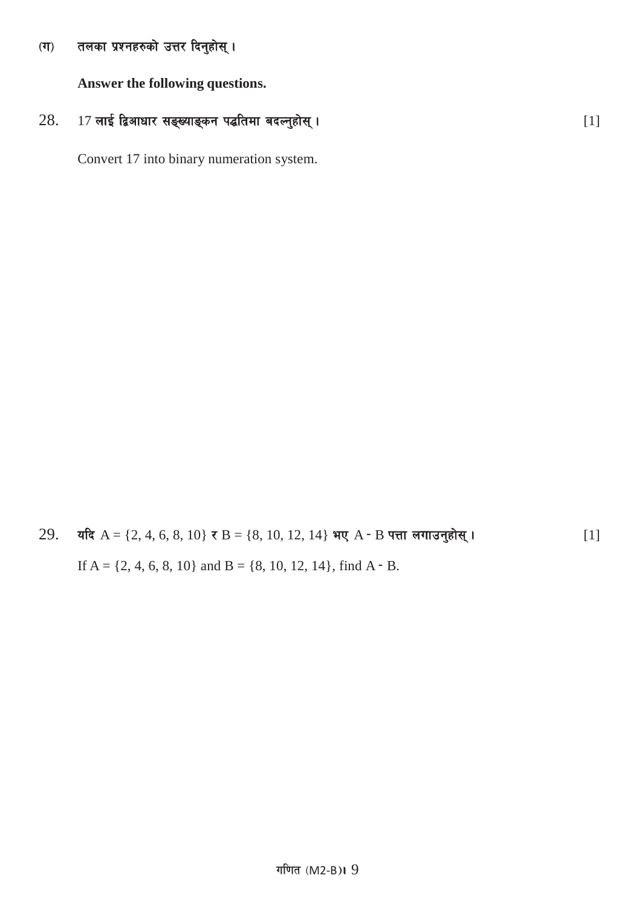(ग) तलका प्रश्नहरुको उत्तर दिनुहोस् ।

**Answer the following questions.**

28. 17 **लाई द्विआधार सङ्ख्याङ्कन पद्धतिमा बदल्नुहोस् ।** [1]

Convert 17 into binary numeration system.

29. **यदि** A = {2, 4, 6, 8, 10} **र** B = {8, 10, 12, 14} **भए** A - B **पत्ता लगाउनुहोस् ।** [1]

If A = {2, 4, 6, 8, 10} and B = {8, 10, 12, 14}, find A - B.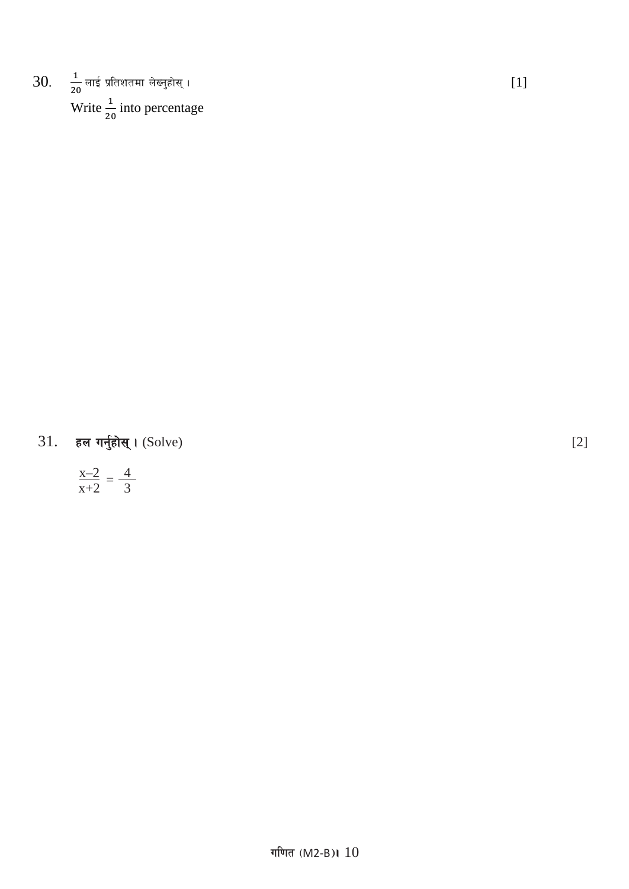30. $\frac{1}{20}$ लाई प्रतिशतमा लेख्नुहोस् । [1]

Write $\frac{1}{20}$ into percentage

31. **हल गर्नुहोस् ।** (Solve) [2]

$$\frac{x-2}{x+2} = \frac{4}{3}$$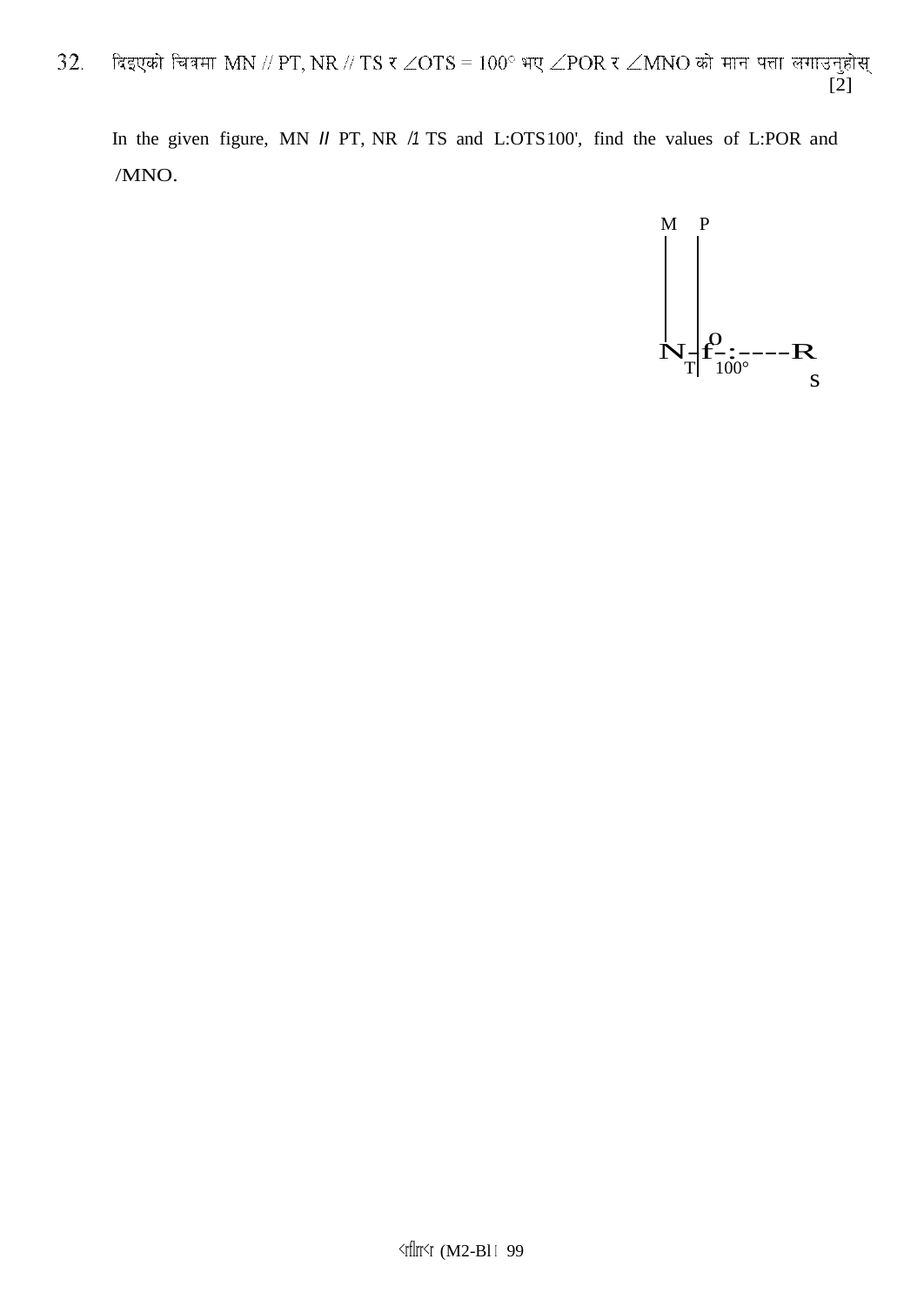32. दिइएको चित्रमा MN // PT, NR // TS र $\angle OTS = 100°$ भए $\angle POR$ र $\angle MNO$ को मान पत्ता लगाउनुहोस्     [2]

In the given figure, MN // PT, NR // TS and $\angle OTS = 100°$, find the values of $\angle POR$ and $\angle MNO$.

M P

N O R

T 100° S

(M2-Bl) 99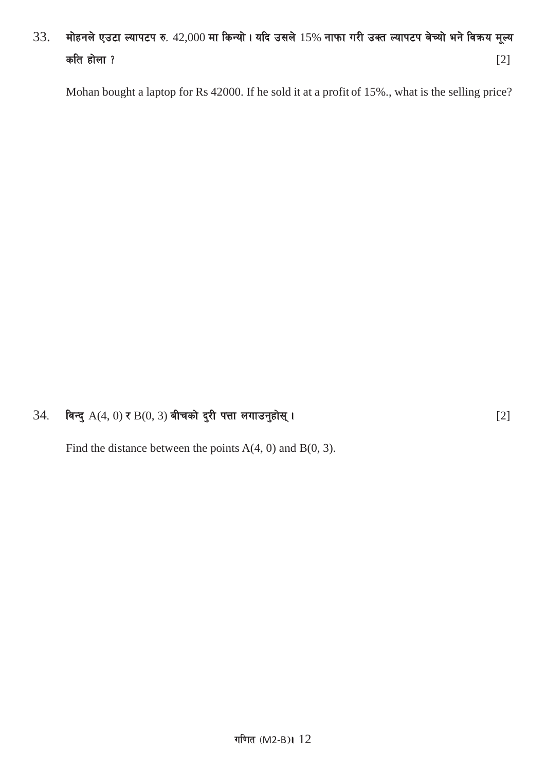33. मोहनले एउटा ल्यापटप रु. 42,000 मा किन्यो । यदि उसले 15% नाफा गरी उक्त ल्यापटप बेच्यो भने विक्रय मूल्य कति होला ? [2]

Mohan bought a laptop for Rs 42000. If he sold it at a profit of 15%., what is the selling price?

34. बिन्दु A(4, 0) र B(0, 3) बीचको दुरी पत्ता लगाउनुहोस् । [2]

Find the distance between the points A(4, 0) and B(0, 3).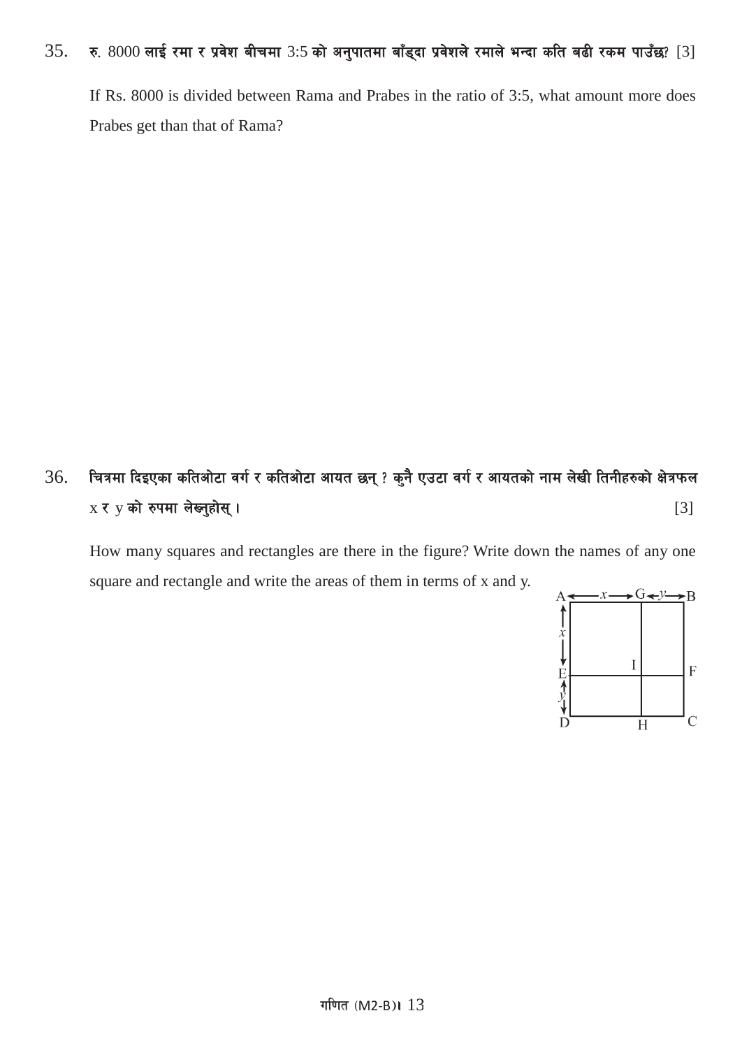35. रु. 8000 लाई रमा र प्रवेश बीचमा 3:5 को अनुपातमा बाँड्दा प्रवेशले रमाले भन्दा कति बढी रकम पाउँछ? [3]

If Rs. 8000 is divided between Rama and Prabes in the ratio of 3:5, what amount more does Prabes get than that of Rama?

36. चित्रमा दिइएका कतिओटा वर्ग र कतिओटा आयत छन् ? कुनै एउटा वर्ग र आयतको नाम लेखी तिनीहरुको क्षेत्रफल $x$ र $y$ को रुपमा लेख्नुहोस् । [3]

How many squares and rectangles are there in the figure? Write down the names of any one square and rectangle and write the areas of them in terms of x and y.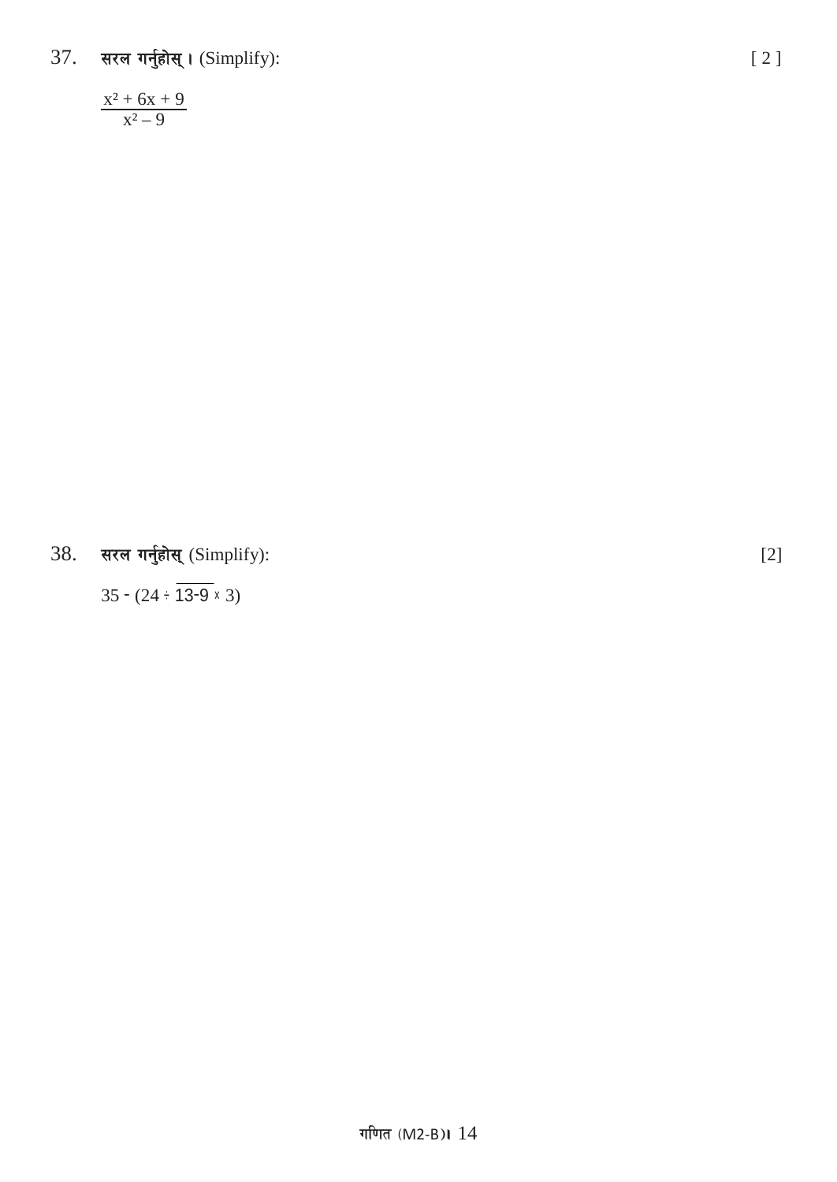37. सरल गर्नुहोस् । (Simplify): [ 2 ]

$$\frac{x^2 + 6x + 9}{x^2 - 9}$$

38. सरल गर्नुहोस् (Simplify): [2]

$35 - (24 \div \overline{13-9} \times 3)$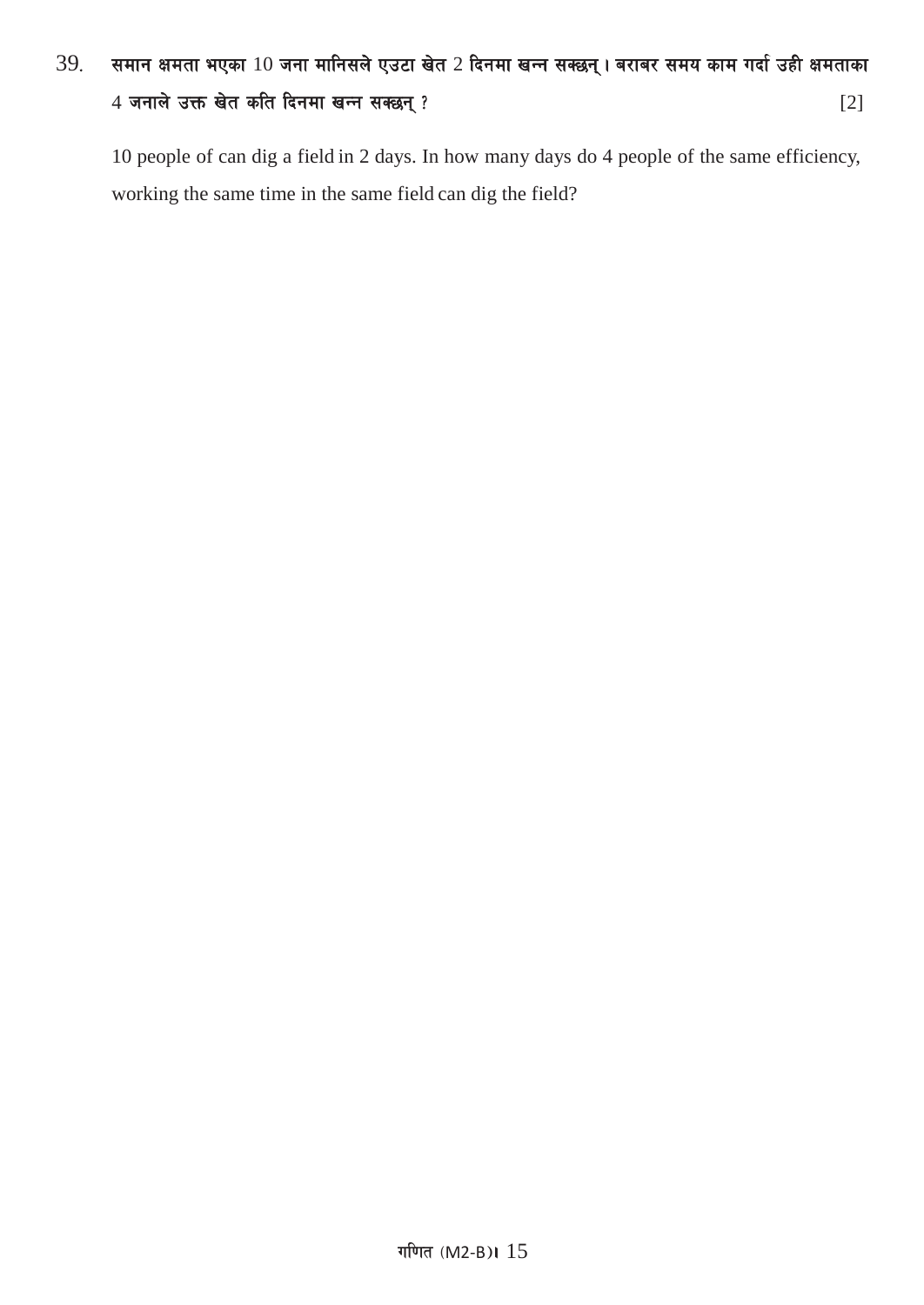39. **समान क्षमता भएका 10 जना मानिसले एउटा खेत 2 दिनमा खन्न सक्छन् । बराबर समय काम गर्दा उही क्षमताका 4 जनाले उक्त खेत कति दिनमा खन्न सक्छन् ?** [2]

10 people of can dig a field in 2 days. In how many days do 4 people of the same efficiency, working the same time in the same field can dig the field?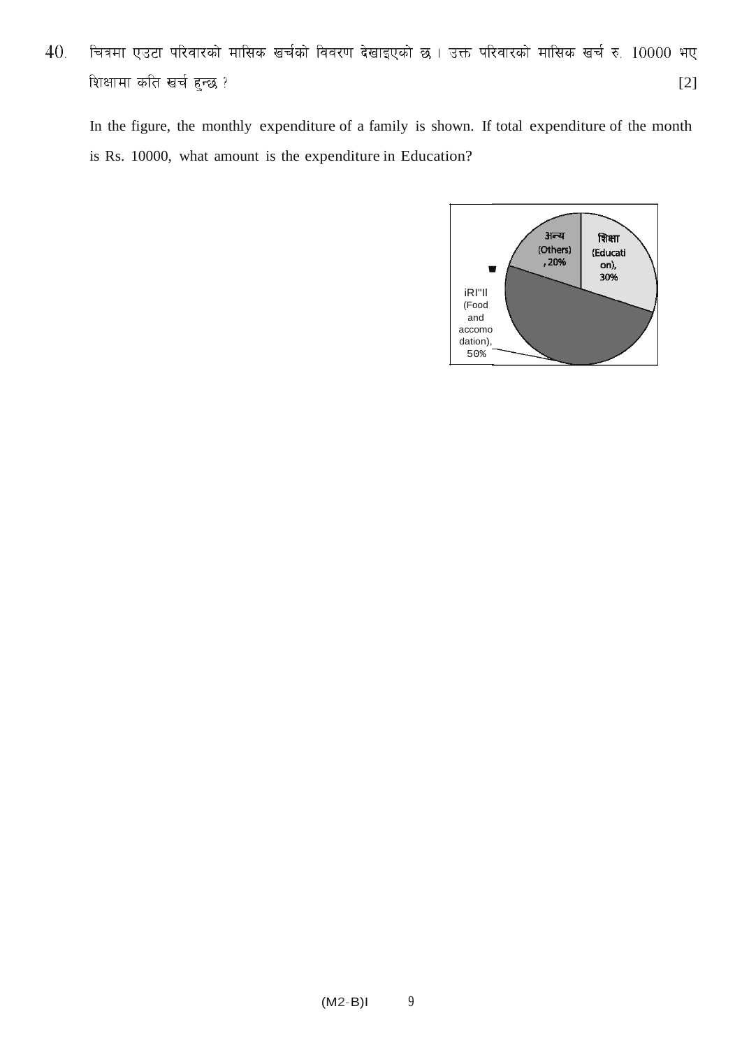40. चित्रमा एउटा परिवारको मासिक खर्चको विवरण देखाइएको छ । उक्त परिवारको मासिक खर्च रु. 10000 भए शिक्षामा कति खर्च हुन्छ ? [2]

In the figure, the monthly expenditure of a family is shown. If total expenditure of the month is Rs. 10000, what amount is the expenditure in Education?

अन्य (Others), 20%

शिक्षा (Education), 30%

iRI"ll (Food and accomodation), 50%

(M2-B)I